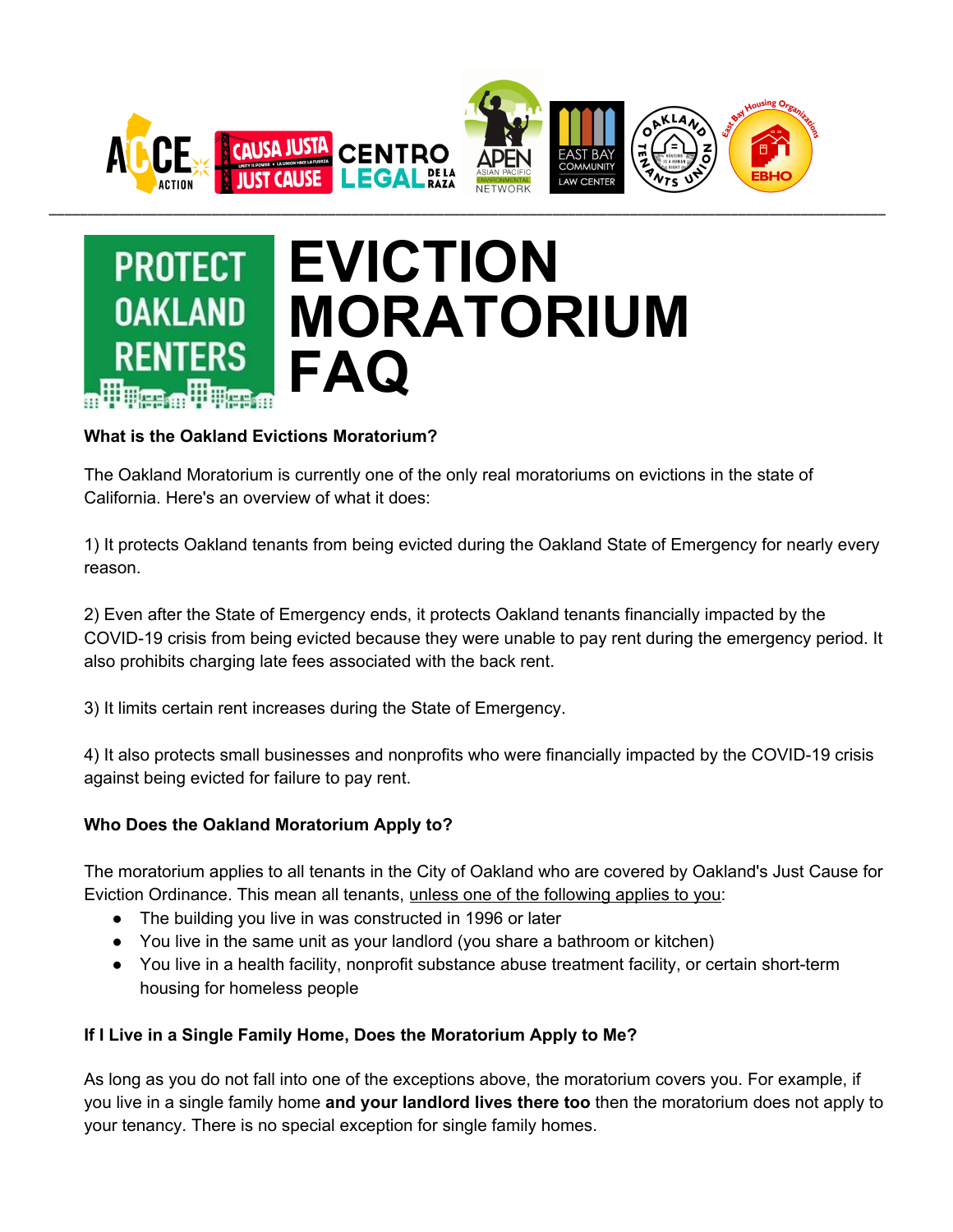# EVICTION MORATORIUM FAQ

PROTECT OAKLAND RENTERS

**What is the Oakland Evictions Moratorium?**

The Oakland Moratorium is currently one of the only real moratoriums on evictions in the state of California. Here's an overview of what it does:

1) It protects Oakland tenants from being evicted during the Oakland State of Emergency for nearly every reason.

2) Even after the State of Emergency ends, it protects Oakland tenants financially impacted by the COVID-19 crisis from being evicted because they were unable to pay rent during the emergency period. It also prohibits charging late fees associated with the back rent.

3) It limits certain rent increases during the State of Emergency.

4) It also protects small businesses and nonprofits who were financially impacted by the COVID-19 crisis against being evicted for failure to pay rent.

**Who Does the Oakland Moratorium Apply to?**

The moratorium applies to all tenants in the City of Oakland who are covered by Oakland's Just Cause for Eviction Ordinance. This mean all tenants, unless one of the following applies to you:

- The building you live in was constructed in 1996 or later
- You live in the same unit as your landlord (you share a bathroom or kitchen)
- You live in a health facility, nonprofit substance abuse treatment facility, or certain short-term housing for homeless people

**If I Live in a Single Family Home, Does the Moratorium Apply to Me?**

As long as you do not fall into one of the exceptions above, the moratorium covers you. For example, if you live in a single family home **and your landlord lives there too** then the moratorium does not apply to your tenancy. There is no special exception for single family homes.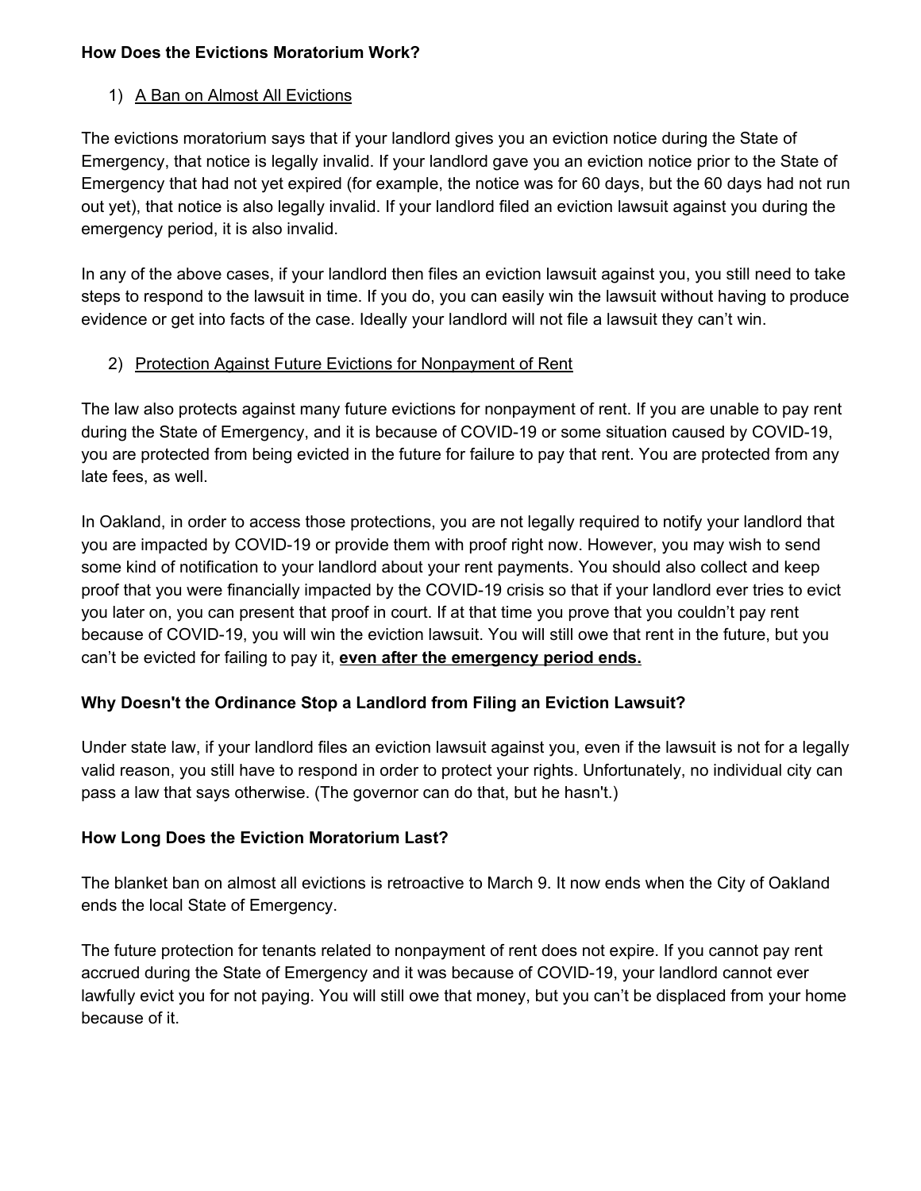**How Does the Evictions Moratorium Work?**

1) <u>A Ban on Almost All Evictions</u>

The evictions moratorium says that if your landlord gives you an eviction notice during the State of Emergency, that notice is legally invalid. If your landlord gave you an eviction notice prior to the State of Emergency that had not yet expired (for example, the notice was for 60 days, but the 60 days had not run out yet), that notice is also legally invalid. If your landlord filed an eviction lawsuit against you during the emergency period, it is also invalid.

In any of the above cases, if your landlord then files an eviction lawsuit against you, you still need to take steps to respond to the lawsuit in time. If you do, you can easily win the lawsuit without having to produce evidence or get into facts of the case. Ideally your landlord will not file a lawsuit they can't win.

2) <u>Protection Against Future Evictions for Nonpayment of Rent</u>

The law also protects against many future evictions for nonpayment of rent. If you are unable to pay rent during the State of Emergency, and it is because of COVID-19 or some situation caused by COVID-19, you are protected from being evicted in the future for failure to pay that rent. You are protected from any late fees, as well.

In Oakland, in order to access those protections, you are not legally required to notify your landlord that you are impacted by COVID-19 or provide them with proof right now. However, you may wish to send some kind of notification to your landlord about your rent payments. You should also collect and keep proof that you were financially impacted by the COVID-19 crisis so that if your landlord ever tries to evict you later on, you can present that proof in court. If at that time you prove that you couldn't pay rent because of COVID-19, you will win the eviction lawsuit. You will still owe that rent in the future, but you can't be evicted for failing to pay it, **<u>even after the emergency period ends.</u>**

**Why Doesn't the Ordinance Stop a Landlord from Filing an Eviction Lawsuit?**

Under state law, if your landlord files an eviction lawsuit against you, even if the lawsuit is not for a legally valid reason, you still have to respond in order to protect your rights. Unfortunately, no individual city can pass a law that says otherwise. (The governor can do that, but he hasn't.)

**How Long Does the Eviction Moratorium Last?**

The blanket ban on almost all evictions is retroactive to March 9. It now ends when the City of Oakland ends the local State of Emergency.

The future protection for tenants related to nonpayment of rent does not expire. If you cannot pay rent accrued during the State of Emergency and it was because of COVID-19, your landlord cannot ever lawfully evict you for not paying. You will still owe that money, but you can't be displaced from your home because of it.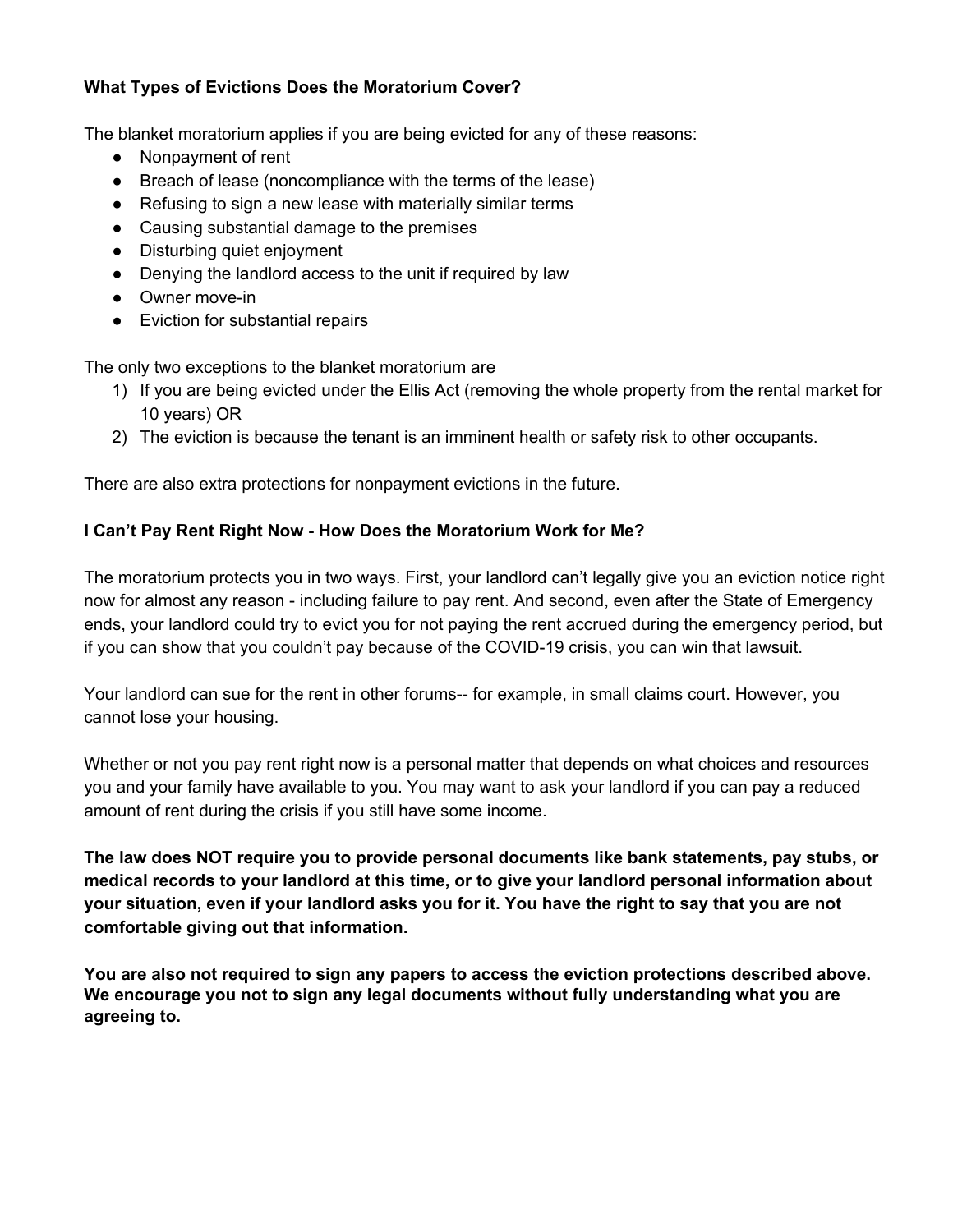**What Types of Evictions Does the Moratorium Cover?**

The blanket moratorium applies if you are being evicted for any of these reasons:

- Nonpayment of rent
- Breach of lease (noncompliance with the terms of the lease)
- Refusing to sign a new lease with materially similar terms
- Causing substantial damage to the premises
- Disturbing quiet enjoyment
- Denying the landlord access to the unit if required by law
- Owner move-in
- Eviction for substantial repairs

The only two exceptions to the blanket moratorium are

1) If you are being evicted under the Ellis Act (removing the whole property from the rental market for 10 years) OR
2) The eviction is because the tenant is an imminent health or safety risk to other occupants.

There are also extra protections for nonpayment evictions in the future.

**I Can't Pay Rent Right Now - How Does the Moratorium Work for Me?**

The moratorium protects you in two ways. First, your landlord can't legally give you an eviction notice right now for almost any reason - including failure to pay rent. And second, even after the State of Emergency ends, your landlord could try to evict you for not paying the rent accrued during the emergency period, but if you can show that you couldn't pay because of the COVID-19 crisis, you can win that lawsuit.

Your landlord can sue for the rent in other forums-- for example, in small claims court. However, you cannot lose your housing.

Whether or not you pay rent right now is a personal matter that depends on what choices and resources you and your family have available to you. You may want to ask your landlord if you can pay a reduced amount of rent during the crisis if you still have some income.

**The law does NOT require you to provide personal documents like bank statements, pay stubs, or medical records to your landlord at this time, or to give your landlord personal information about your situation, even if your landlord asks you for it. You have the right to say that you are not comfortable giving out that information.**

**You are also not required to sign any papers to access the eviction protections described above. We encourage you not to sign any legal documents without fully understanding what you are agreeing to.**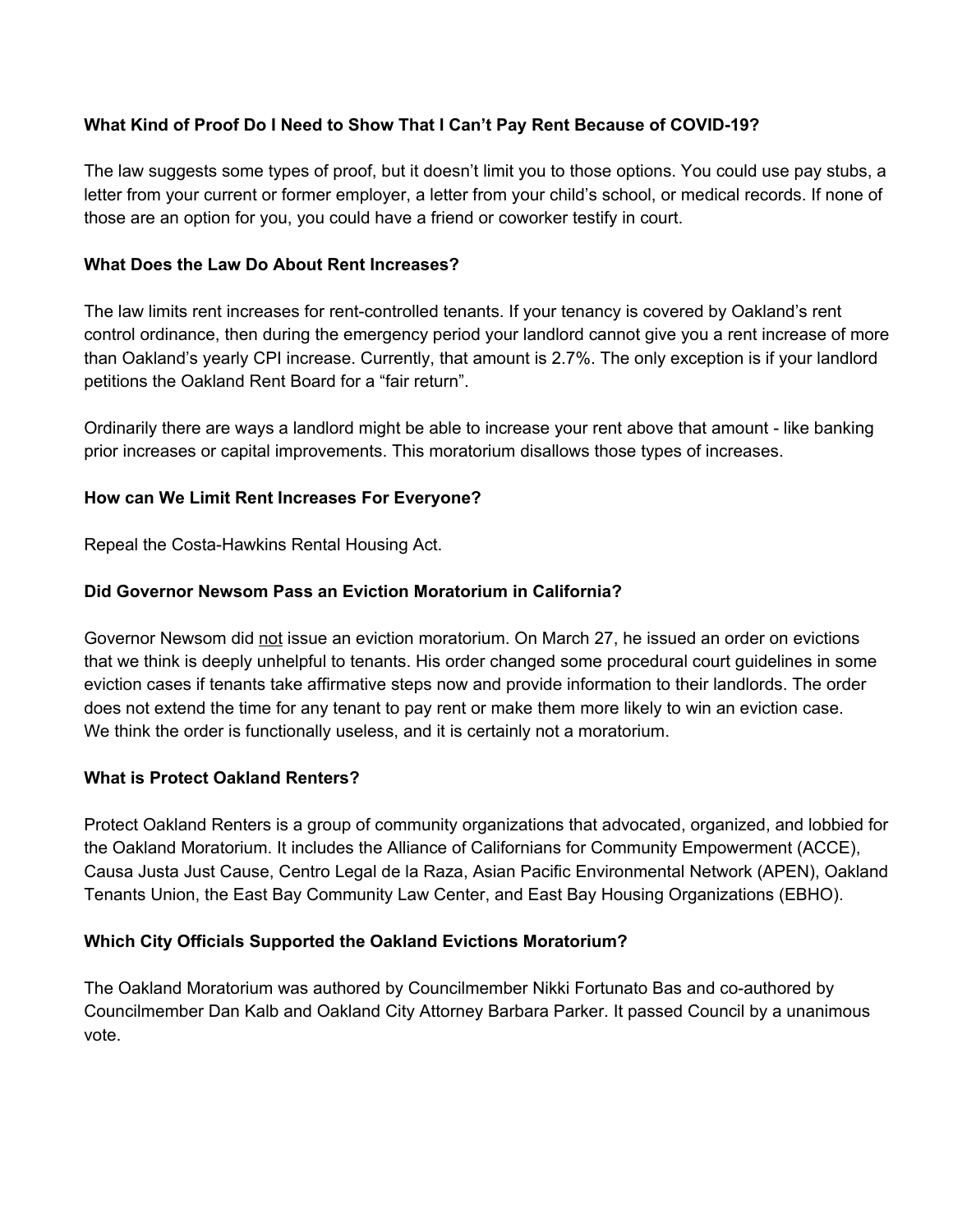**What Kind of Proof Do I Need to Show That I Can't Pay Rent Because of COVID-19?**

The law suggests some types of proof, but it doesn't limit you to those options. You could use pay stubs, a letter from your current or former employer, a letter from your child's school, or medical records. If none of those are an option for you, you could have a friend or coworker testify in court.

**What Does the Law Do About Rent Increases?**

The law limits rent increases for rent-controlled tenants. If your tenancy is covered by Oakland's rent control ordinance, then during the emergency period your landlord cannot give you a rent increase of more than Oakland's yearly CPI increase. Currently, that amount is 2.7%. The only exception is if your landlord petitions the Oakland Rent Board for a "fair return".

Ordinarily there are ways a landlord might be able to increase your rent above that amount - like banking prior increases or capital improvements. This moratorium disallows those types of increases.

**How can We Limit Rent Increases For Everyone?**

Repeal the Costa-Hawkins Rental Housing Act.

**Did Governor Newsom Pass an Eviction Moratorium in California?**

Governor Newsom did <u>not</u> issue an eviction moratorium. On March 27, he issued an order on evictions that we think is deeply unhelpful to tenants. His order changed some procedural court guidelines in some eviction cases if tenants take affirmative steps now and provide information to their landlords. The order does not extend the time for any tenant to pay rent or make them more likely to win an eviction case. We think the order is functionally useless, and it is certainly not a moratorium.

**What is Protect Oakland Renters?**

Protect Oakland Renters is a group of community organizations that advocated, organized, and lobbied for the Oakland Moratorium. It includes the Alliance of Californians for Community Empowerment (ACCE), Causa Justa Just Cause, Centro Legal de la Raza, Asian Pacific Environmental Network (APEN), Oakland Tenants Union, the East Bay Community Law Center, and East Bay Housing Organizations (EBHO).

**Which City Officials Supported the Oakland Evictions Moratorium?**

The Oakland Moratorium was authored by Councilmember Nikki Fortunato Bas and co-authored by Councilmember Dan Kalb and Oakland City Attorney Barbara Parker. It passed Council by a unanimous vote.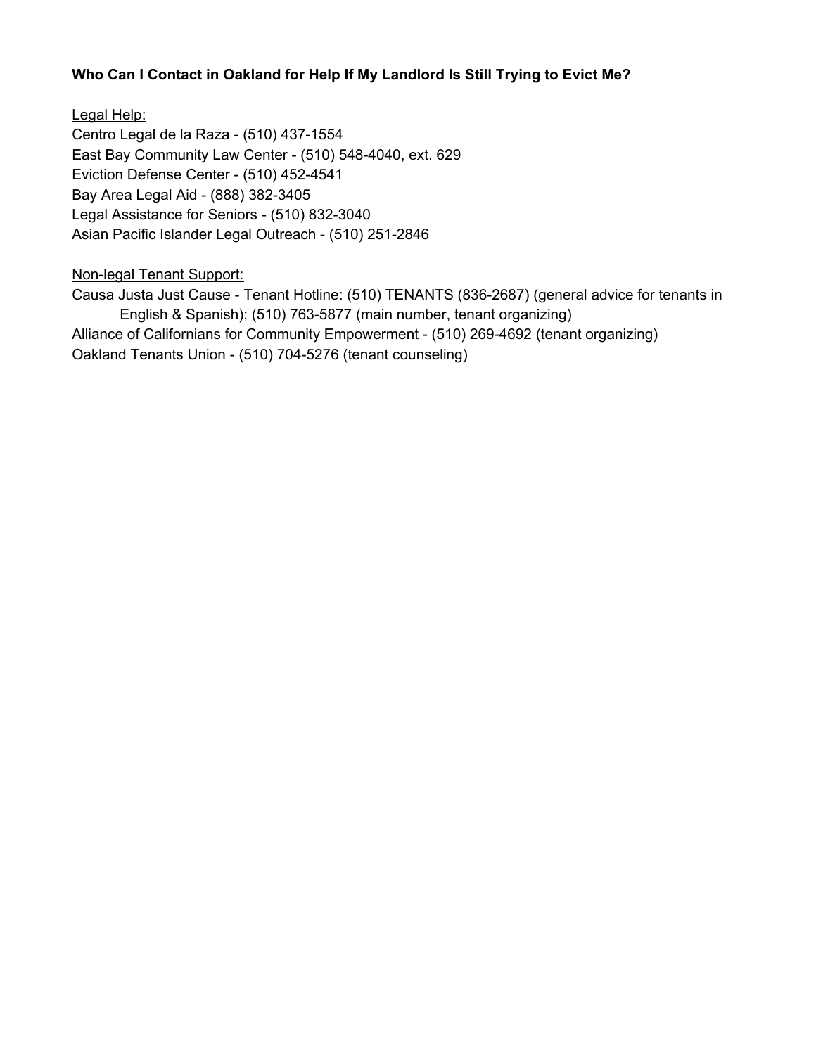**Who Can I Contact in Oakland for Help If My Landlord Is Still Trying to Evict Me?**

<u>Legal Help:</u>
Centro Legal de la Raza - (510) 437-1554
East Bay Community Law Center - (510) 548-4040, ext. 629
Eviction Defense Center - (510) 452-4541
Bay Area Legal Aid - (888) 382-3405
Legal Assistance for Seniors - (510) 832-3040
Asian Pacific Islander Legal Outreach - (510) 251-2846

<u>Non-legal Tenant Support:</u>
Causa Justa Just Cause - Tenant Hotline: (510) TENANTS (836-2687) (general advice for tenants in English & Spanish); (510) 763-5877 (main number, tenant organizing)
Alliance of Californians for Community Empowerment - (510) 269-4692 (tenant organizing)
Oakland Tenants Union - (510) 704-5276 (tenant counseling)